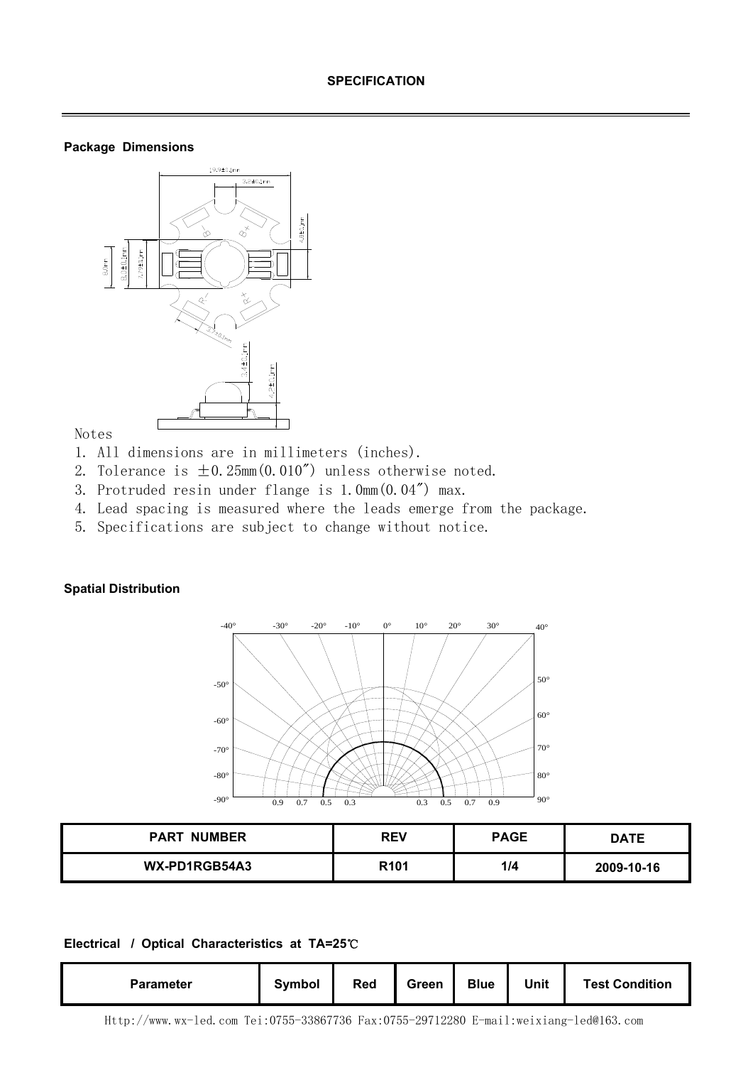**SPECIFICATION**

### Package Dimensions

Notes

1. All dimensions are in millimeters (inches).
2. Tolerance is ±0.25mm(0.010″) unless otherwise noted.
3. Protruded resin under flange is 1.0mm(0.04″) max.
4. Lead spacing is measured where the leads emerge from the package.
5. Specifications are subject to change without notice.

### Spatial Distribution

| PART NUMBER | REV | PAGE | DATE |
|---|---|---|---|
| WX-PD1RGB54A3 | R101 | 1/4 | 2009-10-16 |

### Electrical / Optical Characteristics at TA=25℃

| Parameter | Symbol | Red | Green | Blue | Unit | Test Condition |
|---|---|---|---|---|---|---|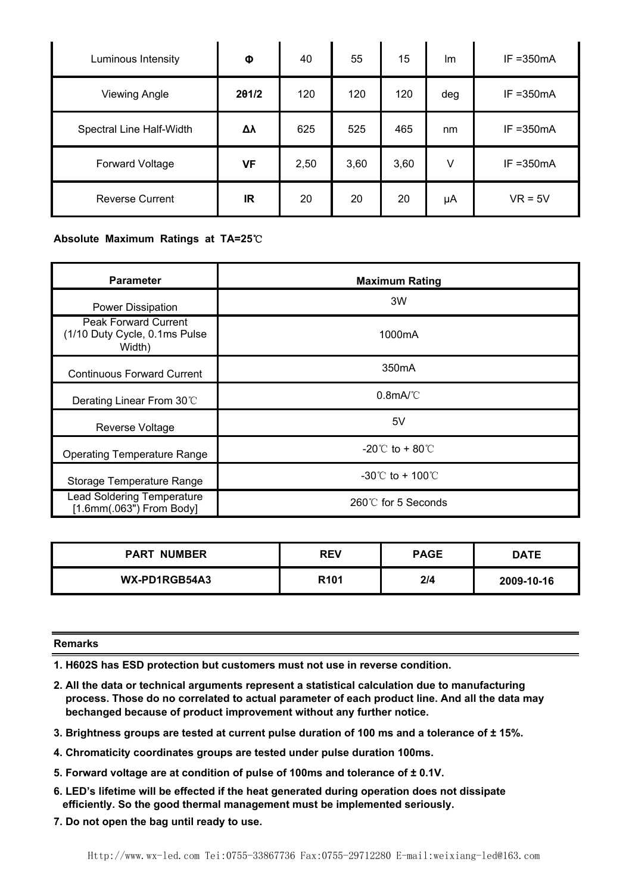| Luminous Intensity | Φ | 40 | 55 | 15 | lm | IF =350mA |
|---|---|---|---|---|---|---|
| Viewing Angle | 2θ1/2 | 120 | 120 | 120 | deg | IF =350mA |
| Spectral Line Half-Width | Δλ | 625 | 525 | 465 | nm | IF =350mA |
| Forward Voltage | VF | 2,50 | 3,60 | 3,60 | V | IF =350mA |
| Reverse Current | IR | 20 | 20 | 20 | μA | VR = 5V |

**Absolute Maximum Ratings at TA=25℃**

| Parameter | Maximum Rating |
|---|---|
| Power Dissipation | 3W |
| Peak Forward Current (1/10 Duty Cycle, 0.1ms Pulse Width) | 1000mA |
| Continuous Forward Current | 350mA |
| Derating Linear From 30℃ | 0.8mA/℃ |
| Reverse Voltage | 5V |
| Operating Temperature Range | -20℃ to + 80℃ |
| Storage Temperature Range | -30℃ to + 100℃ |
| Lead Soldering Temperature [1.6mm(.063") From Body] | 260℃ for 5 Seconds |

| PART NUMBER | REV | PAGE | DATE |
|---|---|---|---|
| WX-PD1RGB54A3 | R101 | 2/4 | 2009-10-16 |

**Remarks**

**1. H602S has ESD protection but customers must not use in reverse condition.**

**2. All the data or technical arguments represent a statistical calculation due to manufacturing process. Those do no correlated to actual parameter of each product line. And all the data may bechanged because of product improvement without any further notice.**

**3. Brightness groups are tested at current pulse duration of 100 ms and a tolerance of ± 15%.**

**4. Chromaticity coordinates groups are tested under pulse duration 100ms.**

**5. Forward voltage are at condition of pulse of 100ms and tolerance of ± 0.1V.**

**6. LED's lifetime will be effected if the heat generated during operation does not dissipate efficiently. So the good thermal management must be implemented seriously.**

**7. Do not open the bag until ready to use.**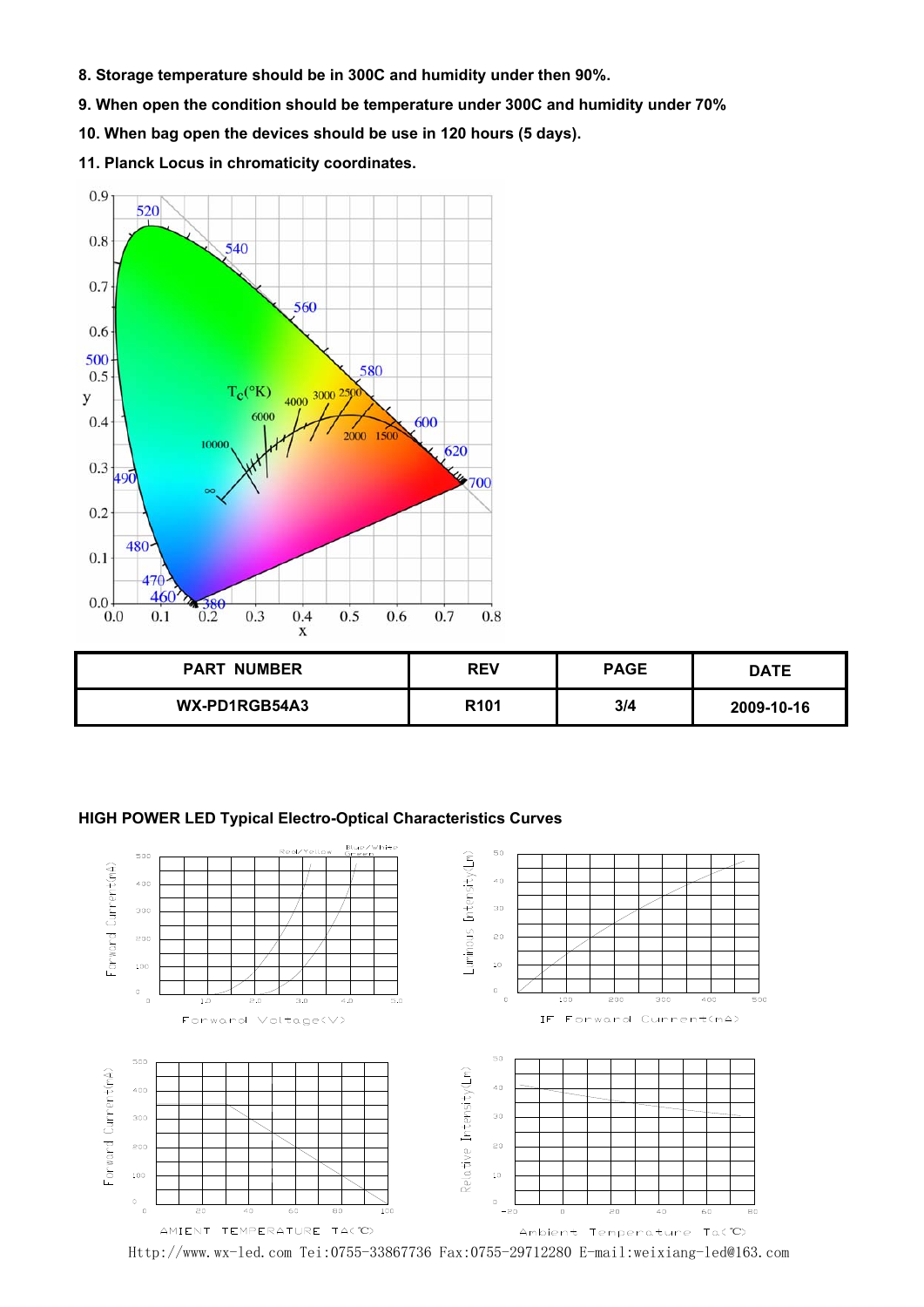8. Storage temperature should be in 300C and humidity under then 90%.

9. When open the condition should be temperature under 300C and humidity under 70%

10. When bag open the devices should be use in 120 hours (5 days).

11. Planck Locus in chromaticity coordinates.

| PART NUMBER | REV | PAGE | DATE |
|---|---|---|---|
| WX-PD1RGB54A3 | R101 | 3/4 | 2009-10-16 |

**HIGH POWER LED Typical Electro-Optical Characteristics Curves**

Http://www.wx-led.com Tei:0755-33867736 Fax:0755-29712280 E-mail:weixiang-led@163.com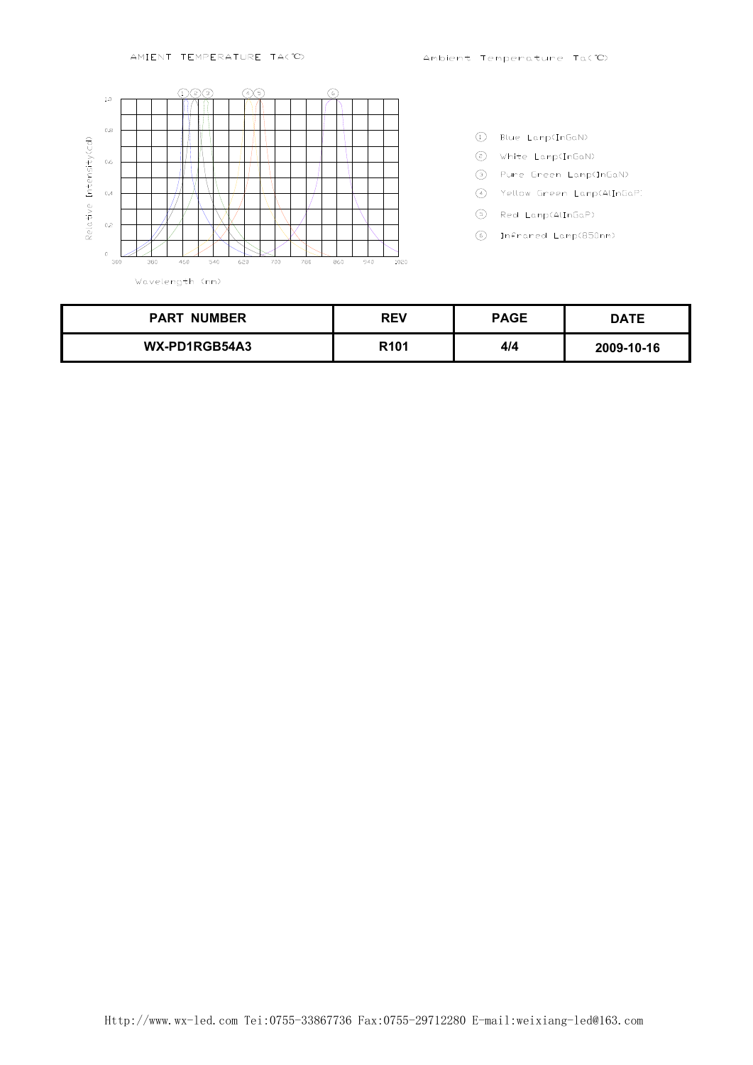AMIENT TEMPERATURE TA(℃)

Ambient Temperature Ta(℃)

Relative Intensity(cd)

1.0
0.8
0.6
0.4
0.2
0

300 380 460 540 620 700 780 860 940 1020

Wavelength (nm)

① ② ③ ④ ⑤ ⑥

① Blue Lamp(InGaN)
② White Lamp(InGaN)
③ Pure Green Lamp(InGaN)
④ Yellow Green Lamp(AlInGaP)
⑤ Red Lamp(AlInGaP)
⑥ Infrared Lamp(850nm)

| PART NUMBER | REV | PAGE | DATE |
| --- | --- | --- | --- |
| WX-PD1RGB54A3 | R101 | 4/4 | 2009-10-16 |

Http://www.wx-led.com Tei:0755-33867736 Fax:0755-29712280 E-mail:weixiang-led@163.com